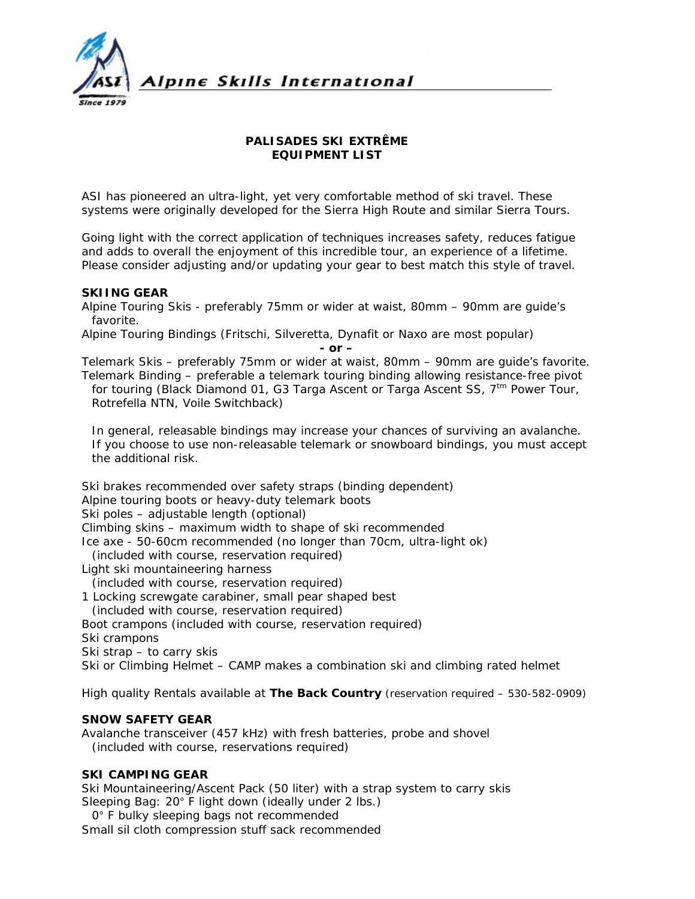Alpine Skills International

Since 1979

## PALISADES SKI EXTRÊME
## EQUIPMENT LIST

ASI has pioneered an ultra-light, yet very comfortable method of ski travel. These systems were originally developed for the Sierra High Route and similar Sierra Tours.

Going light with the correct application of techniques increases safety, reduces fatigue and adds to overall the enjoyment of this incredible tour, an experience of a lifetime. Please consider adjusting and/or updating your gear to best match this style of travel.

### SKIING GEAR

Alpine Touring Skis - preferably 75mm or wider at waist, 80mm – 90mm are guide's favorite.
Alpine Touring Bindings (Fritschi, Silveretta, Dynafit or Naxo are most popular)

**- or –**

Telemark Skis – preferably 75mm or wider at waist, 80mm – 90mm are guide's favorite.
Telemark Binding – preferable a telemark touring binding allowing resistance-free pivot for touring (Black Diamond 01, G3 Targa Ascent or Targa Ascent SS, 7tm Power Tour, Rotrefella NTN, Voile Switchback)

In general, releasable bindings may increase your chances of surviving an avalanche. If you choose to use non-releasable telemark or snowboard bindings, you must accept the additional risk.

Ski brakes recommended over safety straps (binding dependent)
Alpine touring boots or heavy-duty telemark boots
Ski poles – adjustable length (optional)
Climbing skins – maximum width to shape of ski recommended
Ice axe - 50-60cm recommended (no longer than 70cm, ultra-light ok)
(included with course, reservation required)
Light ski mountaineering harness
(included with course, reservation required)
1 Locking screwgate carabiner, small pear shaped best
(included with course, reservation required)
Boot crampons (included with course, reservation required)
Ski crampons
Ski strap – to carry skis
Ski or Climbing Helmet – CAMP makes a combination ski and climbing rated helmet

High quality Rentals available at **The Back Country** (reservation required – 530-582-0909)

### SNOW SAFETY GEAR

Avalanche transceiver (457 kHz) with fresh batteries, probe and shovel
(included with course, reservations required)

### SKI CAMPING GEAR

Ski Mountaineering/Ascent Pack (50 liter) with a strap system to carry skis
Sleeping Bag: 20° F light down (ideally under 2 lbs.)
0° F bulky sleeping bags not recommended
Small sil cloth compression stuff sack recommended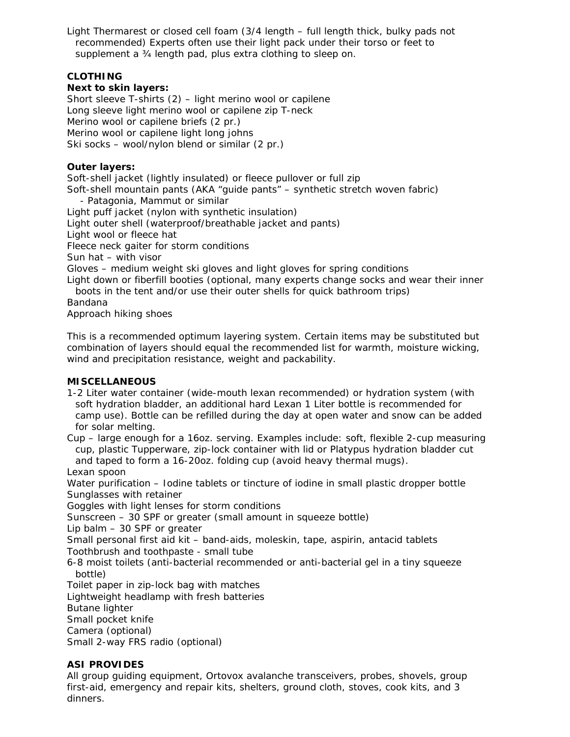Light Thermarest or closed cell foam (3/4 length – full length thick, bulky pads not recommended) Experts often use their light pack under their torso or feet to supplement a ¾ length pad, plus extra clothing to sleep on.

**CLOTHING**

**Next to skin layers:**

Short sleeve T-shirts (2) – light merino wool or capilene
Long sleeve light merino wool or capilene zip T-neck
Merino wool or capilene briefs (2 pr.)
Merino wool or capilene light long johns
Ski socks – wool/nylon blend or similar (2 pr.)

**Outer layers:**

Soft-shell jacket (lightly insulated) or fleece pullover or full zip
Soft-shell mountain pants (AKA "guide pants" – synthetic stretch woven fabric)
  - Patagonia, Mammut or similar
Light puff jacket (nylon with synthetic insulation)
Light outer shell (waterproof/breathable jacket and pants)
Light wool or fleece hat
Fleece neck gaiter for storm conditions
Sun hat – with visor
Gloves – medium weight ski gloves and light gloves for spring conditions
Light down or fiberfill booties (optional, many experts change socks and wear their inner boots in the tent and/or use their outer shells for quick bathroom trips)
Bandana
Approach hiking shoes

This is a recommended optimum layering system. Certain items may be substituted but combination of layers should equal the recommended list for warmth, moisture wicking, wind and precipitation resistance, weight and packability.

**MISCELLANEOUS**

1-2 Liter water container (wide-mouth lexan recommended) or hydration system (with soft hydration bladder, an additional hard Lexan 1 Liter bottle is recommended for camp use). Bottle can be refilled during the day at open water and snow can be added for solar melting.
Cup – large enough for a 16oz. serving. Examples include: soft, flexible 2-cup measuring cup, plastic Tupperware, zip-lock container with lid or Platypus hydration bladder cut and taped to form a 16-20oz. folding cup (avoid heavy thermal mugs).
Lexan spoon
Water purification – Iodine tablets or tincture of iodine in small plastic dropper bottle
Sunglasses with retainer
Goggles with light lenses for storm conditions
Sunscreen – 30 SPF or greater (small amount in squeeze bottle)
Lip balm – 30 SPF or greater
Small personal first aid kit – band-aids, moleskin, tape, aspirin, antacid tablets
Toothbrush and toothpaste - small tube
6-8 moist toilets (anti-bacterial recommended or anti-bacterial gel in a tiny squeeze bottle)
Toilet paper in zip-lock bag with matches
Lightweight headlamp with fresh batteries
Butane lighter
Small pocket knife
Camera (optional)
Small 2-way FRS radio (optional)

**ASI PROVIDES**

All group guiding equipment, Ortovox avalanche transceivers, probes, shovels, group first-aid, emergency and repair kits, shelters, ground cloth, stoves, cook kits, and 3 dinners.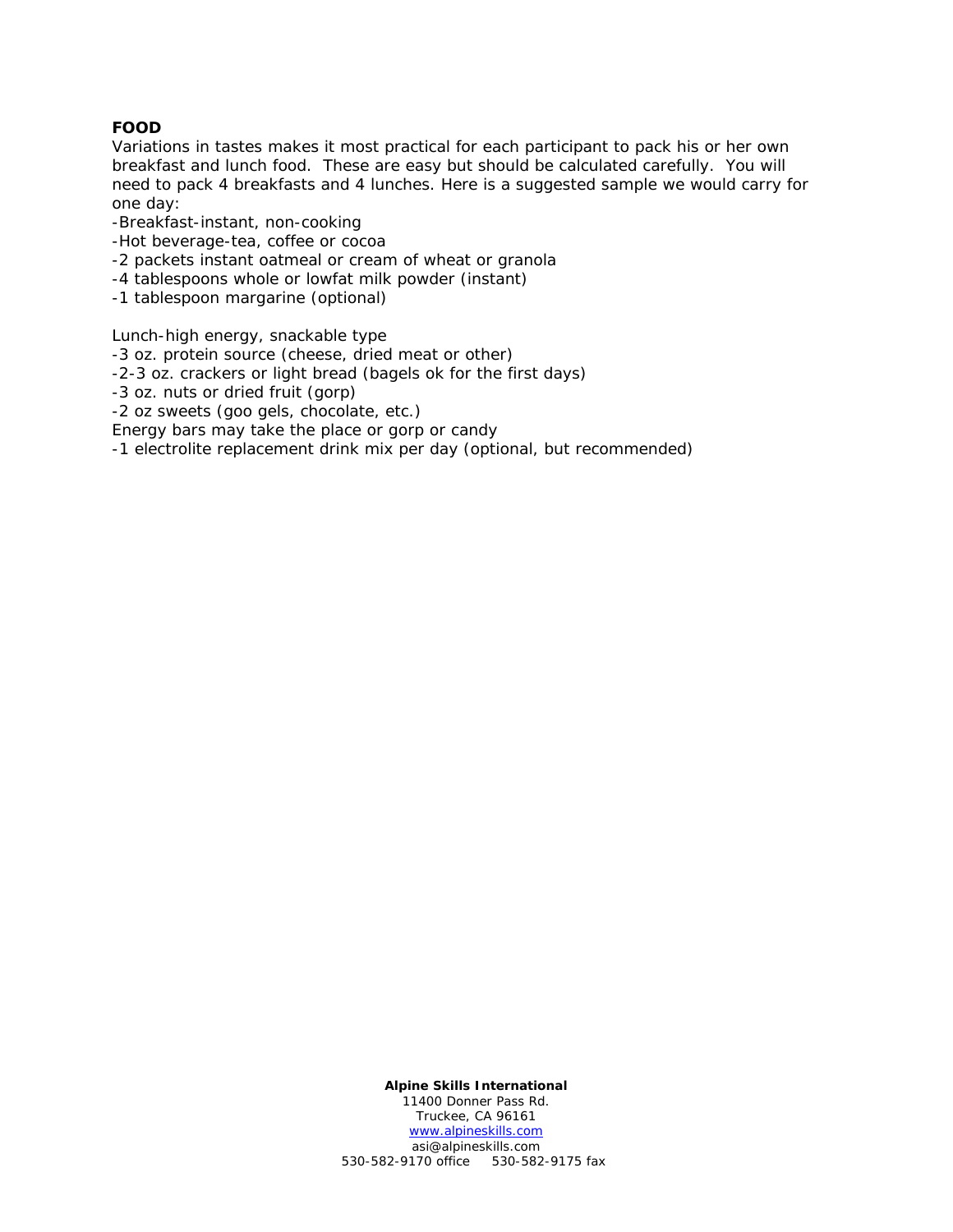**FOOD**

Variations in tastes makes it most practical for each participant to pack his or her own breakfast and lunch food. These are easy but should be calculated carefully. You will need to pack 4 breakfasts and 4 lunches. Here is a suggested sample we would carry for one day:

-Breakfast-instant, non-cooking
-Hot beverage-tea, coffee or cocoa
-2 packets instant oatmeal or cream of wheat or granola
-4 tablespoons whole or lowfat milk powder (instant)
-1 tablespoon margarine (optional)

Lunch-high energy, snackable type
-3 oz. protein source (cheese, dried meat or other)
-2-3 oz. crackers or light bread (bagels ok for the first days)
-3 oz. nuts or dried fruit (gorp)
-2 oz sweets (goo gels, chocolate, etc.)
Energy bars may take the place or gorp or candy
-1 electrolite replacement drink mix per day (optional, but recommended)

**Alpine Skills International**
11400 Donner Pass Rd.
Truckee, CA 96161
www.alpineskills.com
asi@alpineskills.com
530-582-9170 office 530-582-9175 fax